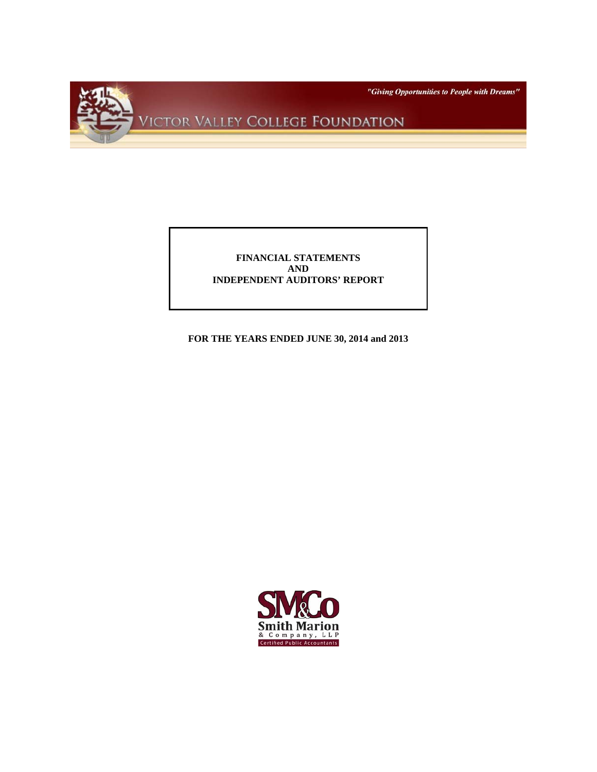*"Giving Opportunities to People with Dreams"*

# VICTOR VALLEY COLLEGE FOUNDATION

**FINANCIAL STATEMENTS**
**AND**
**INDEPENDENT AUDITORS' REPORT**

**FOR THE YEARS ENDED JUNE 30, 2014 and 2013**

SM&Co
Smith Marion
& Company, LLP
Certified Public Accountants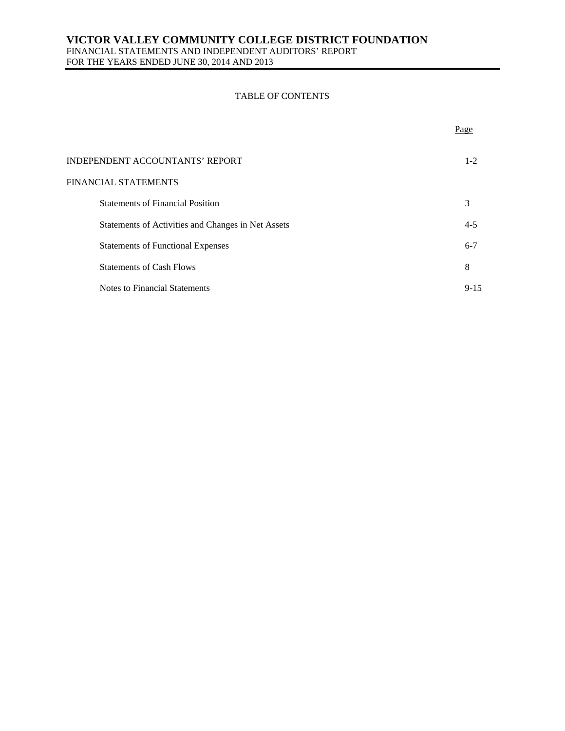# VICTOR VALLEY COMMUNITY COLLEGE DISTRICT FOUNDATION

FINANCIAL STATEMENTS AND INDEPENDENT AUDITORS' REPORT

FOR THE YEARS ENDED JUNE 30, 2014 AND 2013

## TABLE OF CONTENTS

| | Page |
|---|---|
| INDEPENDENT ACCOUNTANTS' REPORT | 1-2 |
| FINANCIAL STATEMENTS | |
| Statements of Financial Position | 3 |
| Statements of Activities and Changes in Net Assets | 4-5 |
| Statements of Functional Expenses | 6-7 |
| Statements of Cash Flows | 8 |
| Notes to Financial Statements | 9-15 |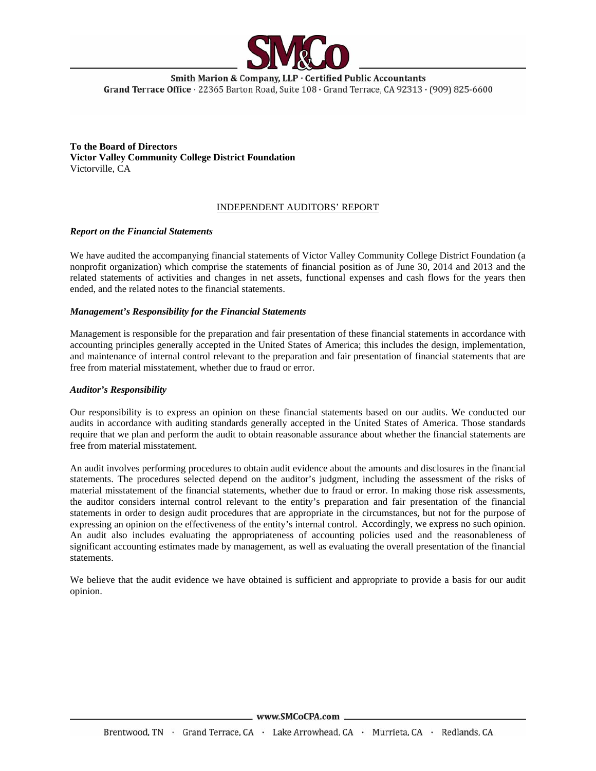Smith Marion & Company, LLP · Certified Public Accountants
Grand Terrace Office · 22365 Barton Road, Suite 108 · Grand Terrace, CA 92313 · (909) 825-6600

**To the Board of Directors**
**Victor Valley Community College District Foundation**
Victorville, CA

## INDEPENDENT AUDITORS' REPORT

***Report on the Financial Statements***

We have audited the accompanying financial statements of Victor Valley Community College District Foundation (a nonprofit organization) which comprise the statements of financial position as of June 30, 2014 and 2013 and the related statements of activities and changes in net assets, functional expenses and cash flows for the years then ended, and the related notes to the financial statements.

***Management's Responsibility for the Financial Statements***

Management is responsible for the preparation and fair presentation of these financial statements in accordance with accounting principles generally accepted in the United States of America; this includes the design, implementation, and maintenance of internal control relevant to the preparation and fair presentation of financial statements that are free from material misstatement, whether due to fraud or error.

***Auditor's Responsibility***

Our responsibility is to express an opinion on these financial statements based on our audits. We conducted our audits in accordance with auditing standards generally accepted in the United States of America. Those standards require that we plan and perform the audit to obtain reasonable assurance about whether the financial statements are free from material misstatement.

An audit involves performing procedures to obtain audit evidence about the amounts and disclosures in the financial statements. The procedures selected depend on the auditor's judgment, including the assessment of the risks of material misstatement of the financial statements, whether due to fraud or error. In making those risk assessments, the auditor considers internal control relevant to the entity's preparation and fair presentation of the financial statements in order to design audit procedures that are appropriate in the circumstances, but not for the purpose of expressing an opinion on the effectiveness of the entity's internal control. Accordingly, we express no such opinion. An audit also includes evaluating the appropriateness of accounting policies used and the reasonableness of significant accounting estimates made by management, as well as evaluating the overall presentation of the financial statements.

We believe that the audit evidence we have obtained is sufficient and appropriate to provide a basis for our audit opinion.

www.SMCoCPA.com

Brentwood, TN · Grand Terrace, CA · Lake Arrowhead, CA · Murrieta, CA · Redlands, CA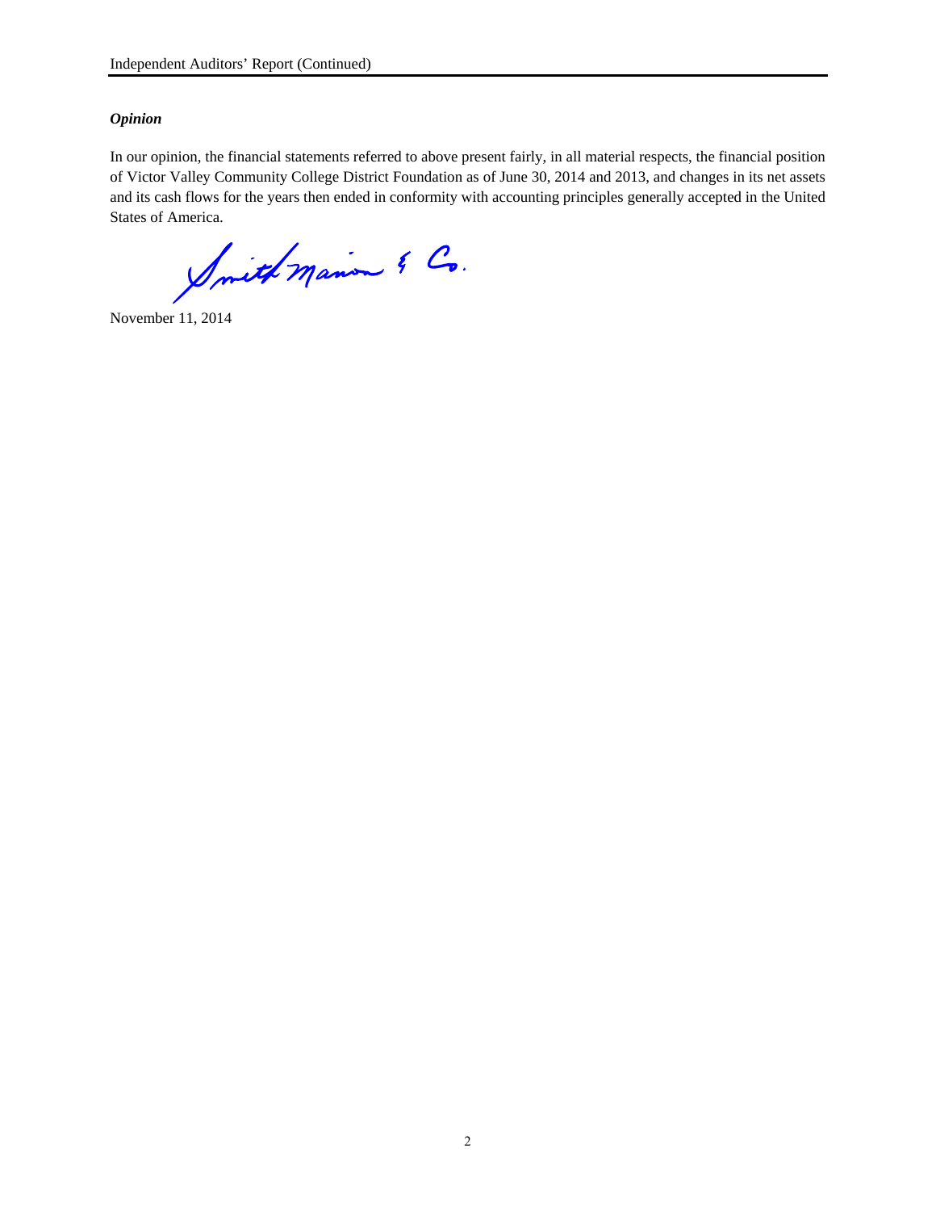### *Opinion*

In our opinion, the financial statements referred to above present fairly, in all material respects, the financial position of Victor Valley Community College District Foundation as of June 30, 2014 and 2013, and changes in its net assets and its cash flows for the years then ended in conformity with accounting principles generally accepted in the United States of America.

Smith Marion & Co.

November 11, 2014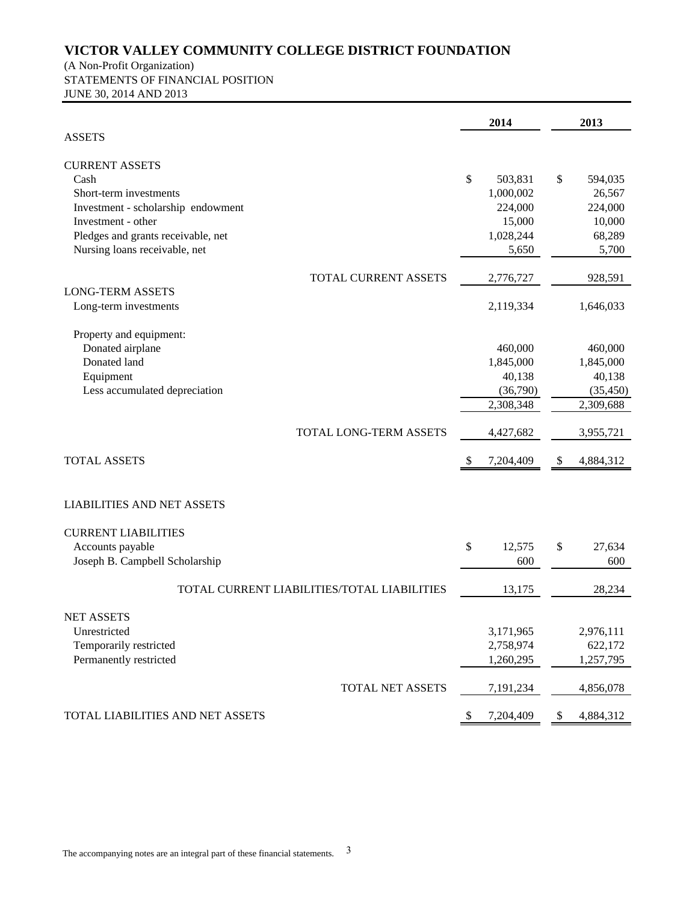# VICTOR VALLEY COMMUNITY COLLEGE DISTRICT FOUNDATION

(A Non-Profit Organization)
STATEMENTS OF FINANCIAL POSITION
JUNE 30, 2014 AND 2013

| | 2014 | 2013 |
|---|---|---|
| **ASSETS** | | |
| **CURRENT ASSETS** | | |
| Cash | $ 503,831 | $ 594,035 |
| Short-term investments | 1,000,002 | 26,567 |
| Investment - scholarship endowment | 224,000 | 224,000 |
| Investment - other | 15,000 | 10,000 |
| Pledges and grants receivable, net | 1,028,244 | 68,289 |
| Nursing loans receivable, net | 5,650 | 5,700 |
| TOTAL CURRENT ASSETS | 2,776,727 | 928,591 |
| **LONG-TERM ASSETS** | | |
| Long-term investments | 2,119,334 | 1,646,033 |
| Property and equipment: | | |
| Donated airplane | 460,000 | 460,000 |
| Donated land | 1,845,000 | 1,845,000 |
| Equipment | 40,138 | 40,138 |
| Less accumulated depreciation | (36,790) | (35,450) |
| | 2,308,348 | 2,309,688 |
| TOTAL LONG-TERM ASSETS | 4,427,682 | 3,955,721 |
| TOTAL ASSETS | $ 7,204,409 | $ 4,884,312 |
| **LIABILITIES AND NET ASSETS** | | |
| **CURRENT LIABILITIES** | | |
| Accounts payable | $ 12,575 | $ 27,634 |
| Joseph B. Campbell Scholarship | 600 | 600 |
| TOTAL CURRENT LIABILITIES/TOTAL LIABILITIES | 13,175 | 28,234 |
| **NET ASSETS** | | |
| Unrestricted | 3,171,965 | 2,976,111 |
| Temporarily restricted | 2,758,974 | 622,172 |
| Permanently restricted | 1,260,295 | 1,257,795 |
| TOTAL NET ASSETS | 7,191,234 | 4,856,078 |
| TOTAL LIABILITIES AND NET ASSETS | $ 7,204,409 | $ 4,884,312 |

The accompanying notes are an integral part of these financial statements.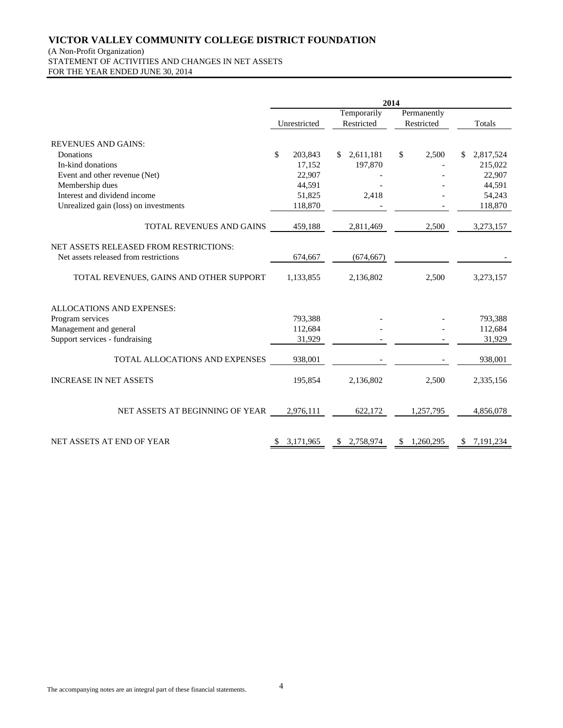# VICTOR VALLEY COMMUNITY COLLEGE DISTRICT FOUNDATION

(A Non-Profit Organization)
STATEMENT OF ACTIVITIES AND CHANGES IN NET ASSETS
FOR THE YEAR ENDED JUNE 30, 2014

| | 2014 | | | |
|---|---|---|---|---|
| | Unrestricted | Temporarily Restricted | Permanently Restricted | Totals |
| REVENUES AND GAINS: | | | | |
| Donations | $ 203,843 | $ 2,611,181 | $ 2,500 | $ 2,817,524 |
| In-kind donations | 17,152 | 197,870 | - | 215,022 |
| Event and other revenue (Net) | 22,907 | - | - | 22,907 |
| Membership dues | 44,591 | - | - | 44,591 |
| Interest and dividend income | 51,825 | 2,418 | - | 54,243 |
| Unrealized gain (loss) on investments | 118,870 | - | - | 118,870 |
| TOTAL REVENUES AND GAINS | 459,188 | 2,811,469 | 2,500 | 3,273,157 |
| NET ASSETS RELEASED FROM RESTRICTIONS: | | | | |
| Net assets released from restrictions | 674,667 | (674,667) | | - |
| TOTAL REVENUES, GAINS AND OTHER SUPPORT | 1,133,855 | 2,136,802 | 2,500 | 3,273,157 |
| ALLOCATIONS AND EXPENSES: | | | | |
| Program services | 793,388 | - | - | 793,388 |
| Management and general | 112,684 | - | - | 112,684 |
| Support services - fundraising | 31,929 | - | - | 31,929 |
| TOTAL ALLOCATIONS AND EXPENSES | 938,001 | - | - | 938,001 |
| INCREASE IN NET ASSETS | 195,854 | 2,136,802 | 2,500 | 2,335,156 |
| NET ASSETS AT BEGINNING OF YEAR | 2,976,111 | 622,172 | 1,257,795 | 4,856,078 |
| NET ASSETS AT END OF YEAR | $ 3,171,965 | $ 2,758,974 | $ 1,260,295 | $ 7,191,234 |

The accompanying notes are an integral part of these financial statements.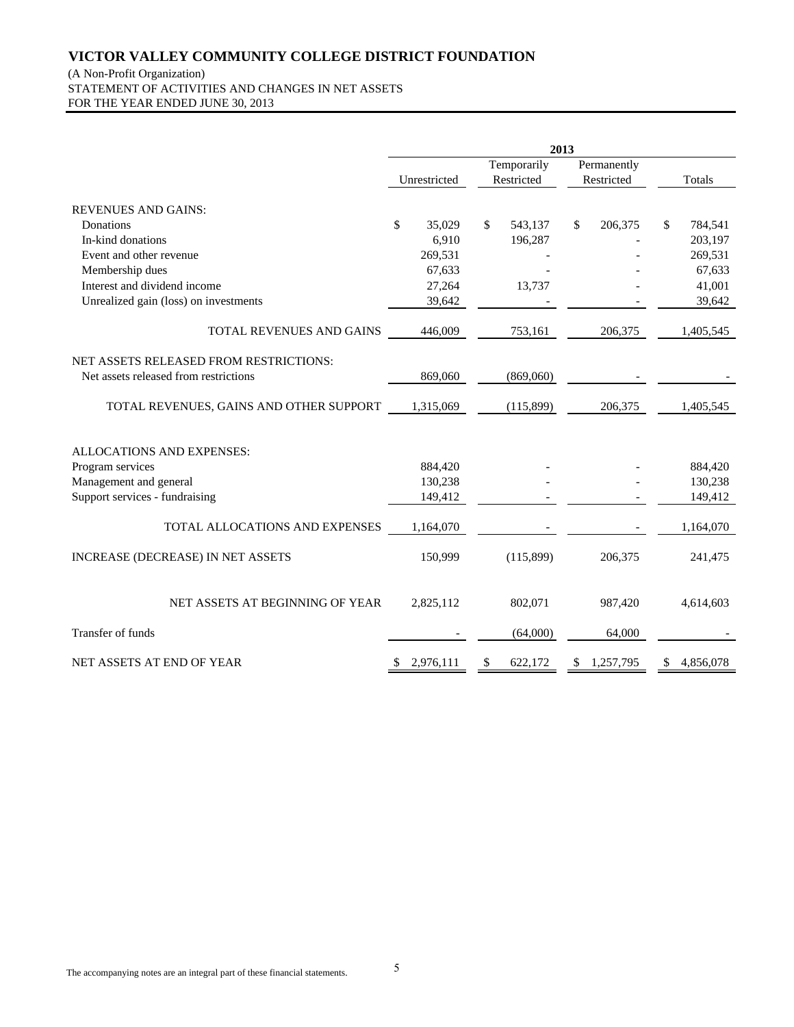# VICTOR VALLEY COMMUNITY COLLEGE DISTRICT FOUNDATION

(A Non-Profit Organization)
STATEMENT OF ACTIVITIES AND CHANGES IN NET ASSETS
FOR THE YEAR ENDED JUNE 30, 2013

| | 2013 | | | |
|---|---|---|---|---|
| | Unrestricted | Temporarily Restricted | Permanently Restricted | Totals |
| **REVENUES AND GAINS:** | | | | |
| Donations | $ 35,029 | $ 543,137 | $ 206,375 | $ 784,541 |
| In-kind donations | 6,910 | 196,287 | - | 203,197 |
| Event and other revenue | 269,531 | - | - | 269,531 |
| Membership dues | 67,633 | - | - | 67,633 |
| Interest and dividend income | 27,264 | 13,737 | - | 41,001 |
| Unrealized gain (loss) on investments | 39,642 | - | - | 39,642 |
| TOTAL REVENUES AND GAINS | 446,009 | 753,161 | 206,375 | 1,405,545 |
| **NET ASSETS RELEASED FROM RESTRICTIONS:** | | | | |
| Net assets released from restrictions | 869,060 | (869,060) | - | - |
| TOTAL REVENUES, GAINS AND OTHER SUPPORT | 1,315,069 | (115,899) | 206,375 | 1,405,545 |
| **ALLOCATIONS AND EXPENSES:** | | | | |
| Program services | 884,420 | - | - | 884,420 |
| Management and general | 130,238 | - | - | 130,238 |
| Support services - fundraising | 149,412 | - | - | 149,412 |
| TOTAL ALLOCATIONS AND EXPENSES | 1,164,070 | - | - | 1,164,070 |
| INCREASE (DECREASE) IN NET ASSETS | 150,999 | (115,899) | 206,375 | 241,475 |
| NET ASSETS AT BEGINNING OF YEAR | 2,825,112 | 802,071 | 987,420 | 4,614,603 |
| Transfer of funds | - | (64,000) | 64,000 | - |
| NET ASSETS AT END OF YEAR | $ 2,976,111 | $ 622,172 | $ 1,257,795 | $ 4,856,078 |

The accompanying notes are an integral part of these financial statements.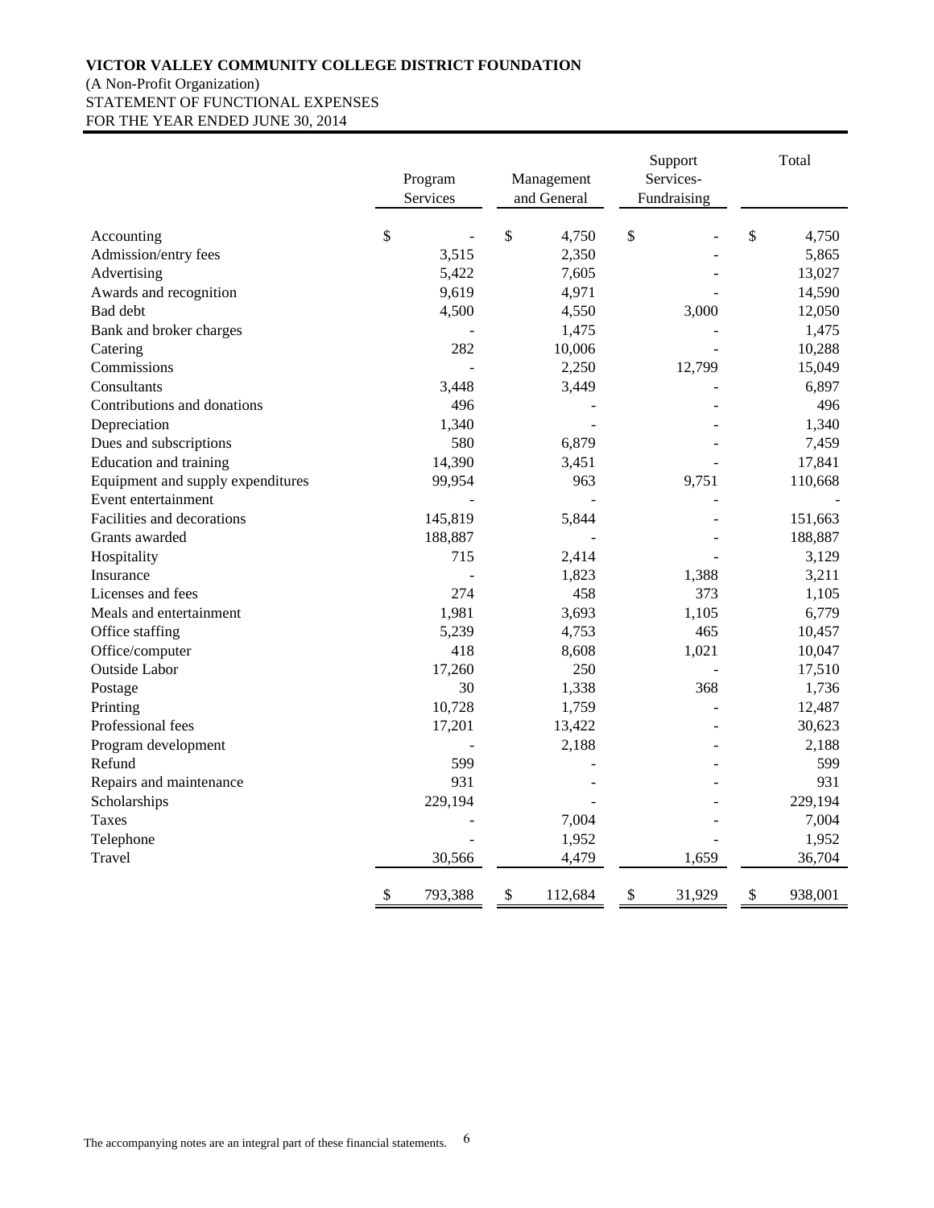**VICTOR VALLEY COMMUNITY COLLEGE DISTRICT FOUNDATION**
(A Non-Profit Organization)
STATEMENT OF FUNCTIONAL EXPENSES
FOR THE YEAR ENDED JUNE 30, 2014

| | Program Services | Management and General | Support Services- Fundraising | Total |
|---|---|---|---|---|
| Accounting | $ - | $ 4,750 | $ - | $ 4,750 |
| Admission/entry fees | 3,515 | 2,350 | - | 5,865 |
| Advertising | 5,422 | 7,605 | - | 13,027 |
| Awards and recognition | 9,619 | 4,971 | - | 14,590 |
| Bad debt | 4,500 | 4,550 | 3,000 | 12,050 |
| Bank and broker charges | - | 1,475 | - | 1,475 |
| Catering | 282 | 10,006 | - | 10,288 |
| Commissions | - | 2,250 | 12,799 | 15,049 |
| Consultants | 3,448 | 3,449 | - | 6,897 |
| Contributions and donations | 496 | - | - | 496 |
| Depreciation | 1,340 | - | - | 1,340 |
| Dues and subscriptions | 580 | 6,879 | - | 7,459 |
| Education and training | 14,390 | 3,451 | - | 17,841 |
| Equipment and supply expenditures | 99,954 | 963 | 9,751 | 110,668 |
| Event entertainment | - | - | - | - |
| Facilities and decorations | 145,819 | 5,844 | - | 151,663 |
| Grants awarded | 188,887 | - | - | 188,887 |
| Hospitality | 715 | 2,414 | - | 3,129 |
| Insurance | - | 1,823 | 1,388 | 3,211 |
| Licenses and fees | 274 | 458 | 373 | 1,105 |
| Meals and entertainment | 1,981 | 3,693 | 1,105 | 6,779 |
| Office staffing | 5,239 | 4,753 | 465 | 10,457 |
| Office/computer | 418 | 8,608 | 1,021 | 10,047 |
| Outside Labor | 17,260 | 250 | - | 17,510 |
| Postage | 30 | 1,338 | 368 | 1,736 |
| Printing | 10,728 | 1,759 | - | 12,487 |
| Professional fees | 17,201 | 13,422 | - | 30,623 |
| Program development | - | 2,188 | - | 2,188 |
| Refund | 599 | - | - | 599 |
| Repairs and maintenance | 931 | - | - | 931 |
| Scholarships | 229,194 | - | - | 229,194 |
| Taxes | - | 7,004 | - | 7,004 |
| Telephone | - | 1,952 | - | 1,952 |
| Travel | 30,566 | 4,479 | 1,659 | 36,704 |
| | $ 793,388 | $ 112,684 | $ 31,929 | $ 938,001 |

The accompanying notes are an integral part of these financial statements.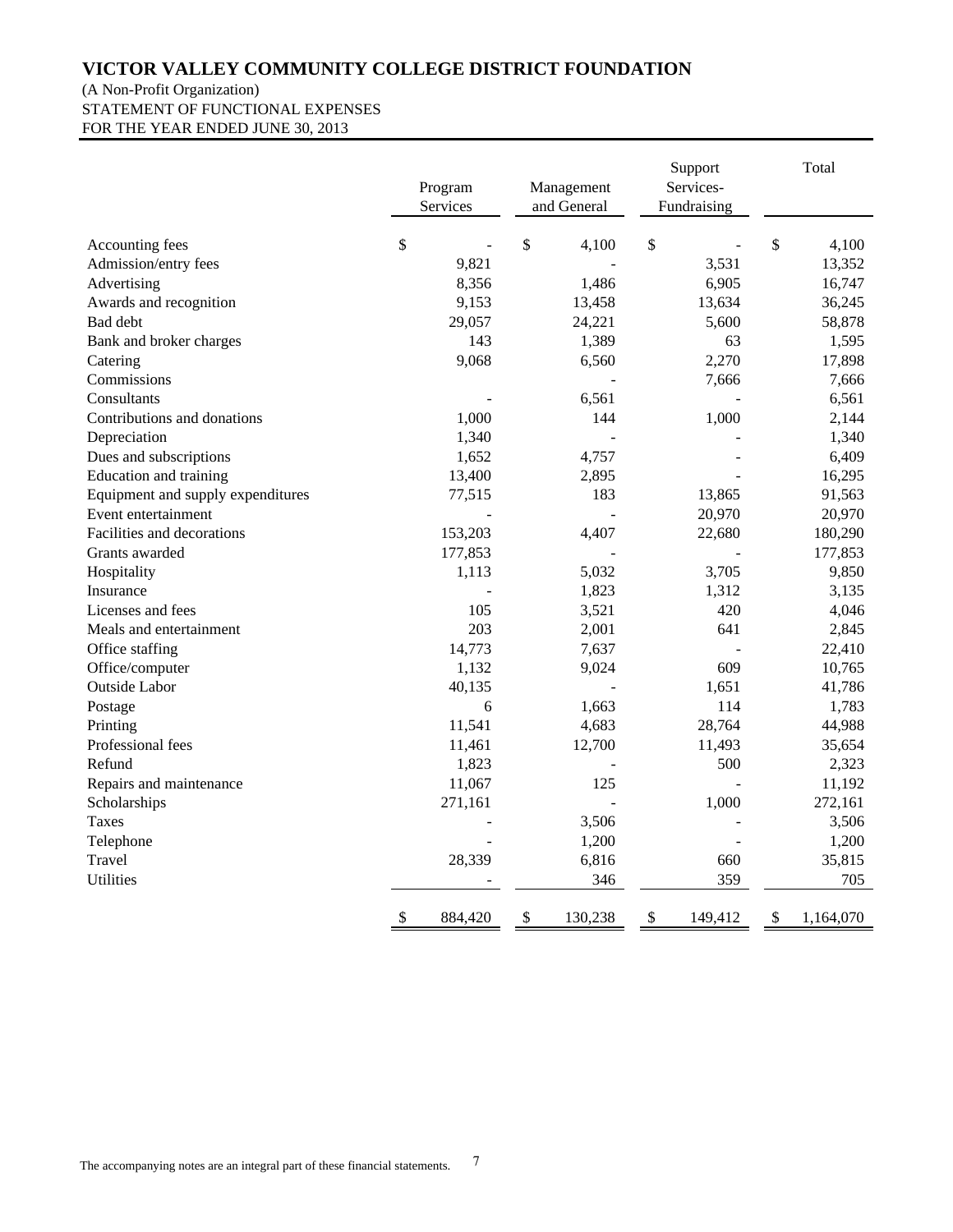# VICTOR VALLEY COMMUNITY COLLEGE DISTRICT FOUNDATION

(A Non-Profit Organization)
STATEMENT OF FUNCTIONAL EXPENSES
FOR THE YEAR ENDED JUNE 30, 2013

| | Program Services | Management and General | Support Services- Fundraising | Total |
|---|---|---|---|---|
| Accounting fees | $ - | $ 4,100 | $ - | $ 4,100 |
| Admission/entry fees | 9,821 | - | 3,531 | 13,352 |
| Advertising | 8,356 | 1,486 | 6,905 | 16,747 |
| Awards and recognition | 9,153 | 13,458 | 13,634 | 36,245 |
| Bad debt | 29,057 | 24,221 | 5,600 | 58,878 |
| Bank and broker charges | 143 | 1,389 | 63 | 1,595 |
| Catering | 9,068 | 6,560 | 2,270 | 17,898 |
| Commissions | | - | 7,666 | 7,666 |
| Consultants | - | 6,561 | - | 6,561 |
| Contributions and donations | 1,000 | 144 | 1,000 | 2,144 |
| Depreciation | 1,340 | - | - | 1,340 |
| Dues and subscriptions | 1,652 | 4,757 | - | 6,409 |
| Education and training | 13,400 | 2,895 | - | 16,295 |
| Equipment and supply expenditures | 77,515 | 183 | 13,865 | 91,563 |
| Event entertainment | - | - | 20,970 | 20,970 |
| Facilities and decorations | 153,203 | 4,407 | 22,680 | 180,290 |
| Grants awarded | 177,853 | - | - | 177,853 |
| Hospitality | 1,113 | 5,032 | 3,705 | 9,850 |
| Insurance | - | 1,823 | 1,312 | 3,135 |
| Licenses and fees | 105 | 3,521 | 420 | 4,046 |
| Meals and entertainment | 203 | 2,001 | 641 | 2,845 |
| Office staffing | 14,773 | 7,637 | - | 22,410 |
| Office/computer | 1,132 | 9,024 | 609 | 10,765 |
| Outside Labor | 40,135 | - | 1,651 | 41,786 |
| Postage | 6 | 1,663 | 114 | 1,783 |
| Printing | 11,541 | 4,683 | 28,764 | 44,988 |
| Professional fees | 11,461 | 12,700 | 11,493 | 35,654 |
| Refund | 1,823 | - | 500 | 2,323 |
| Repairs and maintenance | 11,067 | 125 | - | 11,192 |
| Scholarships | 271,161 | - | 1,000 | 272,161 |
| Taxes | - | 3,506 | - | 3,506 |
| Telephone | - | 1,200 | - | 1,200 |
| Travel | 28,339 | 6,816 | 660 | 35,815 |
| Utilities | - | 346 | 359 | 705 |
| | $ 884,420 | $ 130,238 | $ 149,412 | $ 1,164,070 |

The accompanying notes are an integral part of these financial statements.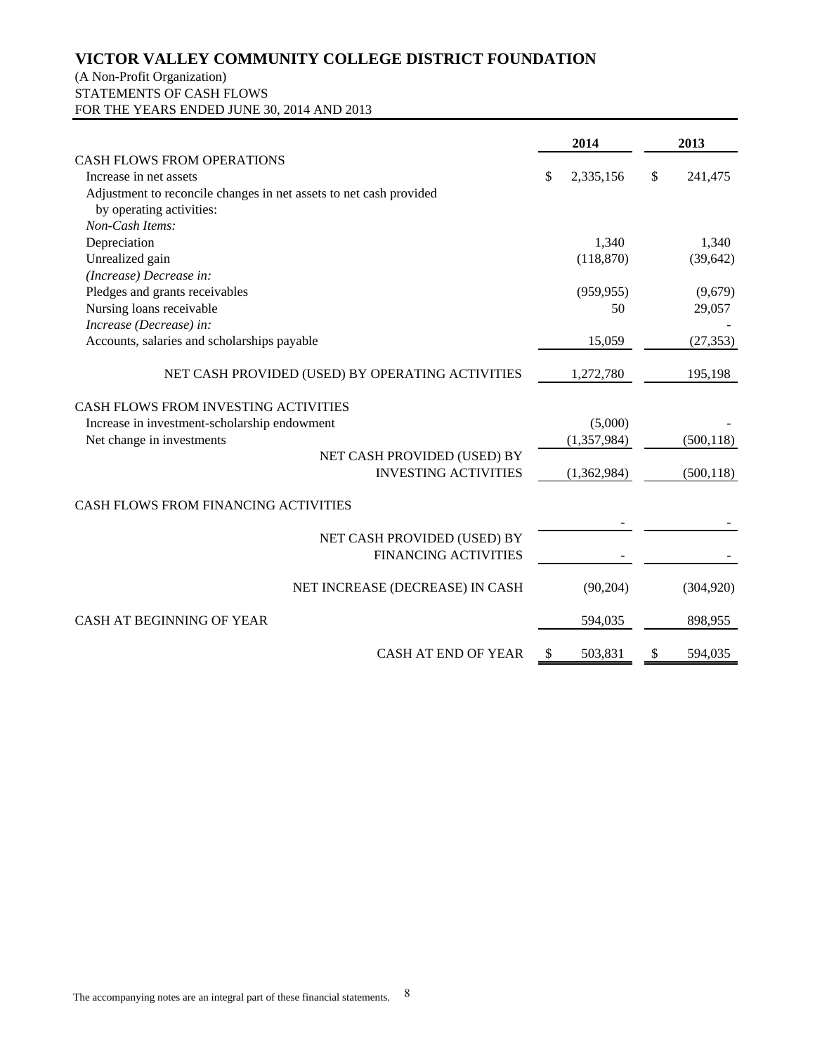# VICTOR VALLEY COMMUNITY COLLEGE DISTRICT FOUNDATION

(A Non-Profit Organization)
STATEMENTS OF CASH FLOWS
FOR THE YEARS ENDED JUNE 30, 2014 AND 2013

| | 2014 | 2013 |
|---|---|---|
| CASH FLOWS FROM OPERATIONS | | |
| Increase in net assets | $ 2,335,156 | $ 241,475 |
| Adjustment to reconcile changes in net assets to net cash provided by operating activities: | | |
| *Non-Cash Items:* | | |
| Depreciation | 1,340 | 1,340 |
| Unrealized gain | (118,870) | (39,642) |
| *(Increase) Decrease in:* | | |
| Pledges and grants receivables | (959,955) | (9,679) |
| Nursing loans receivable | 50 | 29,057 |
| *Increase (Decrease) in:* | | - |
| Accounts, salaries and scholarships payable | 15,059 | (27,353) |
| NET CASH PROVIDED (USED) BY OPERATING ACTIVITIES | 1,272,780 | 195,198 |
| CASH FLOWS FROM INVESTING ACTIVITIES | | |
| Increase in investment-scholarship endowment | (5,000) | - |
| Net change in investments | (1,357,984) | (500,118) |
| NET CASH PROVIDED (USED) BY INVESTING ACTIVITIES | (1,362,984) | (500,118) |
| CASH FLOWS FROM FINANCING ACTIVITIES | | |
| | - | - |
| NET CASH PROVIDED (USED) BY FINANCING ACTIVITIES | - | - |
| NET INCREASE (DECREASE) IN CASH | (90,204) | (304,920) |
| CASH AT BEGINNING OF YEAR | 594,035 | 898,955 |
| CASH AT END OF YEAR | $ 503,831 | $ 594,035 |

The accompanying notes are an integral part of these financial statements.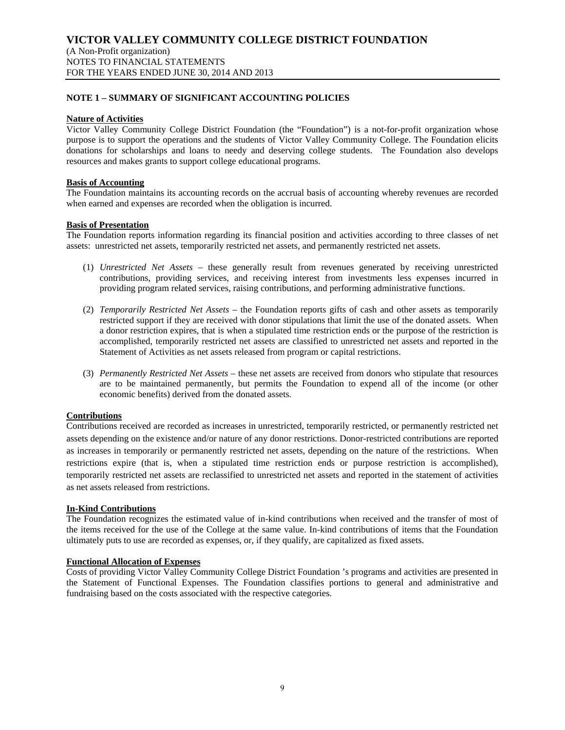# VICTOR VALLEY COMMUNITY COLLEGE DISTRICT FOUNDATION

(A Non-Profit organization)
NOTES TO FINANCIAL STATEMENTS
FOR THE YEARS ENDED JUNE 30, 2014 AND 2013

## NOTE 1 – SUMMARY OF SIGNIFICANT ACCOUNTING POLICIES

### Nature of Activities

Victor Valley Community College District Foundation (the "Foundation") is a not-for-profit organization whose purpose is to support the operations and the students of Victor Valley Community College. The Foundation elicits donations for scholarships and loans to needy and deserving college students. The Foundation also develops resources and makes grants to support college educational programs.

### Basis of Accounting

The Foundation maintains its accounting records on the accrual basis of accounting whereby revenues are recorded when earned and expenses are recorded when the obligation is incurred.

### Basis of Presentation

The Foundation reports information regarding its financial position and activities according to three classes of net assets: unrestricted net assets, temporarily restricted net assets, and permanently restricted net assets.

(1) *Unrestricted Net Assets* – these generally result from revenues generated by receiving unrestricted contributions, providing services, and receiving interest from investments less expenses incurred in providing program related services, raising contributions, and performing administrative functions.

(2) *Temporarily Restricted Net Assets* – the Foundation reports gifts of cash and other assets as temporarily restricted support if they are received with donor stipulations that limit the use of the donated assets. When a donor restriction expires, that is when a stipulated time restriction ends or the purpose of the restriction is accomplished, temporarily restricted net assets are classified to unrestricted net assets and reported in the Statement of Activities as net assets released from program or capital restrictions.

(3) *Permanently Restricted Net Assets* – these net assets are received from donors who stipulate that resources are to be maintained permanently, but permits the Foundation to expend all of the income (or other economic benefits) derived from the donated assets.

### Contributions

Contributions received are recorded as increases in unrestricted, temporarily restricted, or permanently restricted net assets depending on the existence and/or nature of any donor restrictions. Donor-restricted contributions are reported as increases in temporarily or permanently restricted net assets, depending on the nature of the restrictions. When restrictions expire (that is, when a stipulated time restriction ends or purpose restriction is accomplished), temporarily restricted net assets are reclassified to unrestricted net assets and reported in the statement of activities as net assets released from restrictions.

### In-Kind Contributions

The Foundation recognizes the estimated value of in-kind contributions when received and the transfer of most of the items received for the use of the College at the same value. In-kind contributions of items that the Foundation ultimately puts to use are recorded as expenses, or, if they qualify, are capitalized as fixed assets.

### Functional Allocation of Expenses

Costs of providing Victor Valley Community College District Foundation 's programs and activities are presented in the Statement of Functional Expenses. The Foundation classifies portions to general and administrative and fundraising based on the costs associated with the respective categories.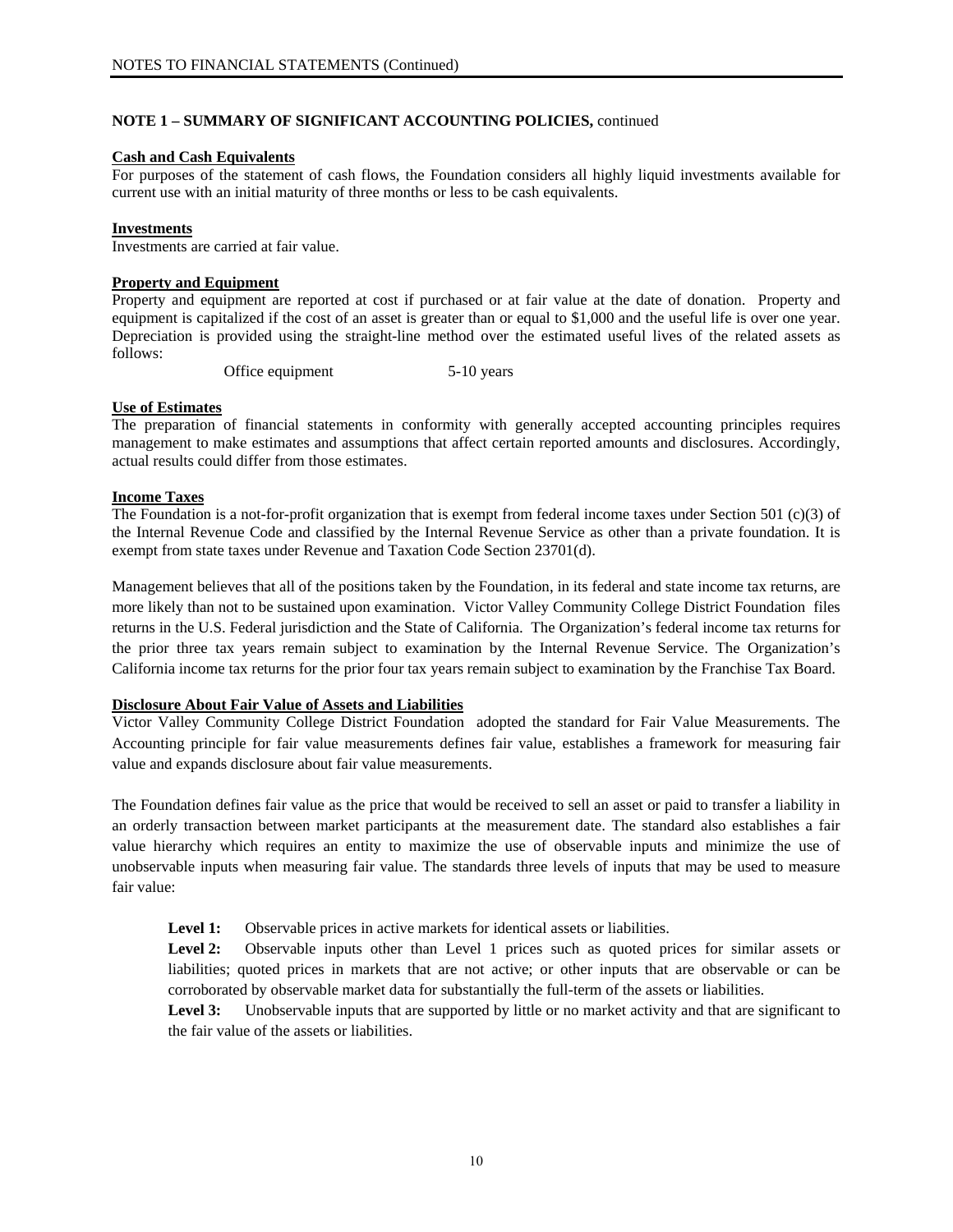**NOTE 1 – SUMMARY OF SIGNIFICANT ACCOUNTING POLICIES,** continued

**Cash and Cash Equivalents**
For purposes of the statement of cash flows, the Foundation considers all highly liquid investments available for current use with an initial maturity of three months or less to be cash equivalents.

**Investments**
Investments are carried at fair value.

**Property and Equipment**
Property and equipment are reported at cost if purchased or at fair value at the date of donation. Property and equipment is capitalized if the cost of an asset is greater than or equal to $1,000 and the useful life is over one year. Depreciation is provided using the straight-line method over the estimated useful lives of the related assets as follows:

| | |
|---|---|
| Office equipment | 5-10 years |

**Use of Estimates**
The preparation of financial statements in conformity with generally accepted accounting principles requires management to make estimates and assumptions that affect certain reported amounts and disclosures. Accordingly, actual results could differ from those estimates.

**Income Taxes**
The Foundation is a not-for-profit organization that is exempt from federal income taxes under Section 501 (c)(3) of the Internal Revenue Code and classified by the Internal Revenue Service as other than a private foundation. It is exempt from state taxes under Revenue and Taxation Code Section 23701(d).

Management believes that all of the positions taken by the Foundation, in its federal and state income tax returns, are more likely than not to be sustained upon examination. Victor Valley Community College District Foundation files returns in the U.S. Federal jurisdiction and the State of California. The Organization's federal income tax returns for the prior three tax years remain subject to examination by the Internal Revenue Service. The Organization's California income tax returns for the prior four tax years remain subject to examination by the Franchise Tax Board.

**Disclosure About Fair Value of Assets and Liabilities**
Victor Valley Community College District Foundation adopted the standard for Fair Value Measurements. The Accounting principle for fair value measurements defines fair value, establishes a framework for measuring fair value and expands disclosure about fair value measurements.

The Foundation defines fair value as the price that would be received to sell an asset or paid to transfer a liability in an orderly transaction between market participants at the measurement date. The standard also establishes a fair value hierarchy which requires an entity to maximize the use of observable inputs and minimize the use of unobservable inputs when measuring fair value. The standards three levels of inputs that may be used to measure fair value:

**Level 1:** Observable prices in active markets for identical assets or liabilities.

**Level 2:** Observable inputs other than Level 1 prices such as quoted prices for similar assets or liabilities; quoted prices in markets that are not active; or other inputs that are observable or can be corroborated by observable market data for substantially the full-term of the assets or liabilities.

**Level 3:** Unobservable inputs that are supported by little or no market activity and that are significant to the fair value of the assets or liabilities.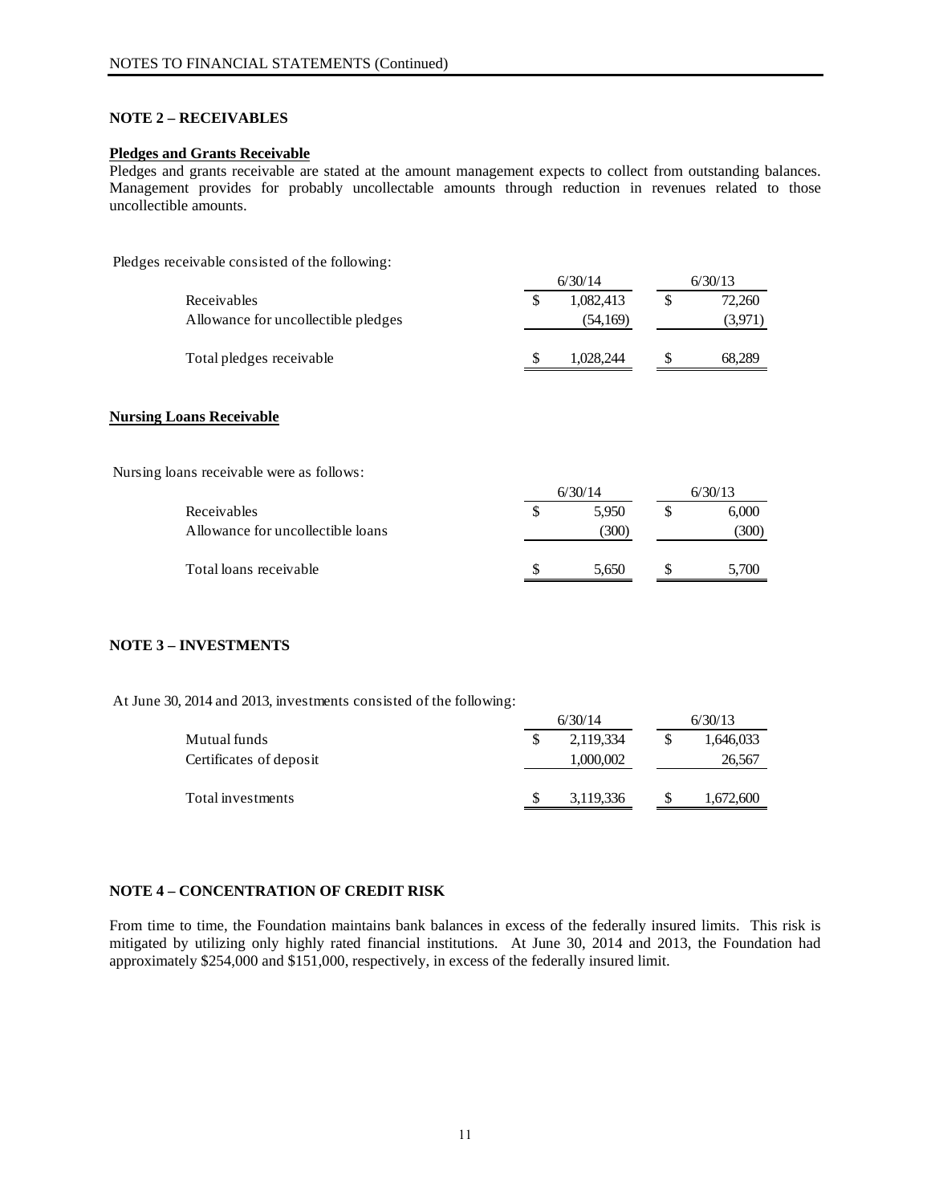NOTES TO FINANCIAL STATEMENTS (Continued)

## NOTE 2 – RECEIVABLES

### Pledges and Grants Receivable

Pledges and grants receivable are stated at the amount management expects to collect from outstanding balances. Management provides for probably uncollectable amounts through reduction in revenues related to those uncollectible amounts.

Pledges receivable consisted of the following:

| | 6/30/14 | 6/30/13 |
|---|---|---|
| Receivables | $ 1,082,413 | $ 72,260 |
| Allowance for uncollectible pledges | (54,169) | (3,971) |
| Total pledges receivable | $ 1,028,244 | $ 68,289 |

### Nursing Loans Receivable

Nursing loans receivable were as follows:

| | 6/30/14 | 6/30/13 |
|---|---|---|
| Receivables | $ 5,950 | $ 6,000 |
| Allowance for uncollectible loans | (300) | (300) |
| Total loans receivable | $ 5,650 | $ 5,700 |

## NOTE 3 – INVESTMENTS

At June 30, 2014 and 2013, investments consisted of the following:

| | 6/30/14 | 6/30/13 |
|---|---|---|
| Mutual funds | $ 2,119,334 | $ 1,646,033 |
| Certificates of deposit | 1,000,002 | 26,567 |
| Total investments | $ 3,119,336 | $ 1,672,600 |

## NOTE 4 – CONCENTRATION OF CREDIT RISK

From time to time, the Foundation maintains bank balances in excess of the federally insured limits. This risk is mitigated by utilizing only highly rated financial institutions. At June 30, 2014 and 2013, the Foundation had approximately $254,000 and $151,000, respectively, in excess of the federally insured limit.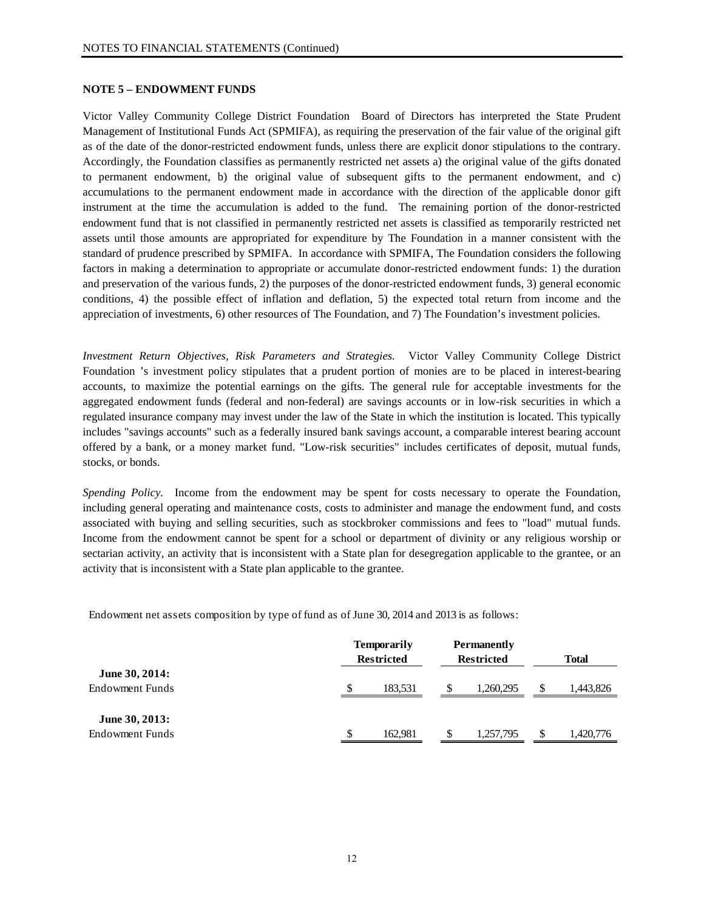## NOTE 5 – ENDOWMENT FUNDS

Victor Valley Community College District Foundation Board of Directors has interpreted the State Prudent Management of Institutional Funds Act (SPMIFA), as requiring the preservation of the fair value of the original gift as of the date of the donor-restricted endowment funds, unless there are explicit donor stipulations to the contrary. Accordingly, the Foundation classifies as permanently restricted net assets a) the original value of the gifts donated to permanent endowment, b) the original value of subsequent gifts to the permanent endowment, and c) accumulations to the permanent endowment made in accordance with the direction of the applicable donor gift instrument at the time the accumulation is added to the fund. The remaining portion of the donor-restricted endowment fund that is not classified in permanently restricted net assets is classified as temporarily restricted net assets until those amounts are appropriated for expenditure by The Foundation in a manner consistent with the standard of prudence prescribed by SPMIFA. In accordance with SPMIFA, The Foundation considers the following factors in making a determination to appropriate or accumulate donor-restricted endowment funds: 1) the duration and preservation of the various funds, 2) the purposes of the donor-restricted endowment funds, 3) general economic conditions, 4) the possible effect of inflation and deflation, 5) the expected total return from income and the appreciation of investments, 6) other resources of The Foundation, and 7) The Foundation's investment policies.

*Investment Return Objectives, Risk Parameters and Strategies.* Victor Valley Community College District Foundation 's investment policy stipulates that a prudent portion of monies are to be placed in interest-bearing accounts, to maximize the potential earnings on the gifts. The general rule for acceptable investments for the aggregated endowment funds (federal and non-federal) are savings accounts or in low-risk securities in which a regulated insurance company may invest under the law of the State in which the institution is located. This typically includes "savings accounts" such as a federally insured bank savings account, a comparable interest bearing account offered by a bank, or a money market fund. "Low-risk securities" includes certificates of deposit, mutual funds, stocks, or bonds.

*Spending Policy.* Income from the endowment may be spent for costs necessary to operate the Foundation, including general operating and maintenance costs, costs to administer and manage the endowment fund, and costs associated with buying and selling securities, such as stockbroker commissions and fees to "load" mutual funds. Income from the endowment cannot be spent for a school or department of divinity or any religious worship or sectarian activity, an activity that is inconsistent with a State plan for desegregation applicable to the grantee, or an activity that is inconsistent with a State plan applicable to the grantee.

Endowment net assets composition by type of fund as of June 30, 2014 and 2013 is as follows:

| | Temporarily Restricted | Permanently Restricted | Total |
|---|---|---|---|
| **June 30, 2014:** | | | |
| Endowment Funds | $ 183,531 | $ 1,260,295 | $ 1,443,826 |
| **June 30, 2013:** | | | |
| Endowment Funds | $ 162,981 | $ 1,257,795 | $ 1,420,776 |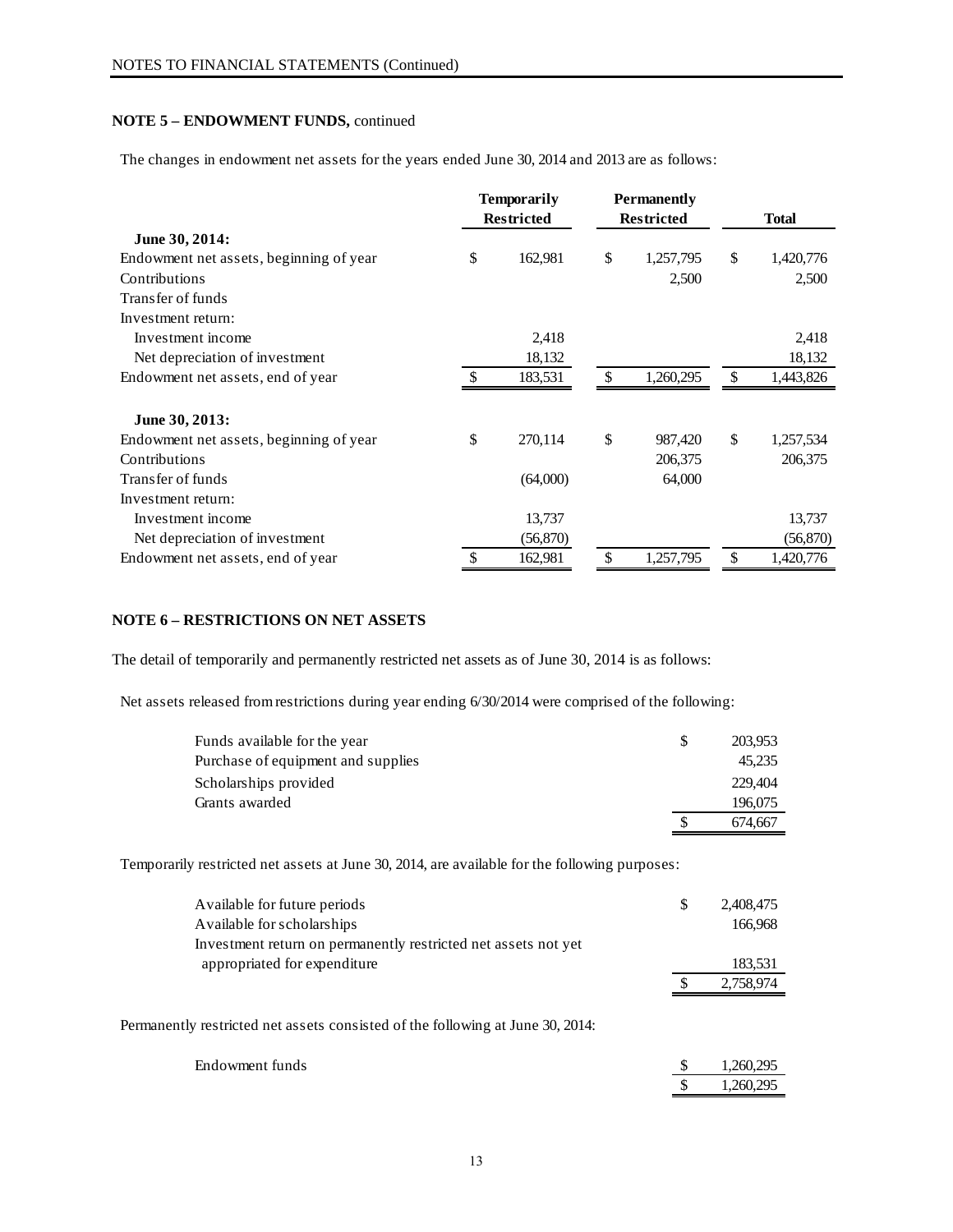**NOTE 5 – ENDOWMENT FUNDS,** continued

The changes in endowment net assets for the years ended June 30, 2014 and 2013 are as follows:

| | Temporarily Restricted | Permanently Restricted | Total |
|---|---|---|---|
| **June 30, 2014:** | | | |
| Endowment net assets, beginning of year | $ 162,981 | $ 1,257,795 | $ 1,420,776 |
| Contributions | | 2,500 | 2,500 |
| Transfer of funds | | | |
| Investment return: | | | |
| Investment income | 2,418 | | 2,418 |
| Net depreciation of investment | 18,132 | | 18,132 |
| Endowment net assets, end of year | $ 183,531 | $ 1,260,295 | $ 1,443,826 |
| **June 30, 2013:** | | | |
| Endowment net assets, beginning of year | $ 270,114 | $ 987,420 | $ 1,257,534 |
| Contributions | | 206,375 | 206,375 |
| Transfer of funds | (64,000) | 64,000 | |
| Investment return: | | | |
| Investment income | 13,737 | | 13,737 |
| Net depreciation of investment | (56,870) | | (56,870) |
| Endowment net assets, end of year | $ 162,981 | $ 1,257,795 | $ 1,420,776 |

**NOTE 6 – RESTRICTIONS ON NET ASSETS**

The detail of temporarily and permanently restricted net assets as of June 30, 2014 is as follows:

Net assets released from restrictions during year ending 6/30/2014 were comprised of the following:

| | |
|---|---|
| Funds available for the year | $ 203,953 |
| Purchase of equipment and supplies | 45,235 |
| Scholarships provided | 229,404 |
| Grants awarded | 196,075 |
| | $ 674,667 |

Temporarily restricted net assets at June 30, 2014, are available for the following purposes:

| | |
|---|---|
| Available for future periods | $ 2,408,475 |
| Available for scholarships | 166,968 |
| Investment return on permanently restricted net assets not yet appropriated for expenditure | 183,531 |
| | $ 2,758,974 |

Permanently restricted net assets consisted of the following at June 30, 2014:

| | |
|---|---|
| Endowment funds | $ 1,260,295 |
| | $ 1,260,295 |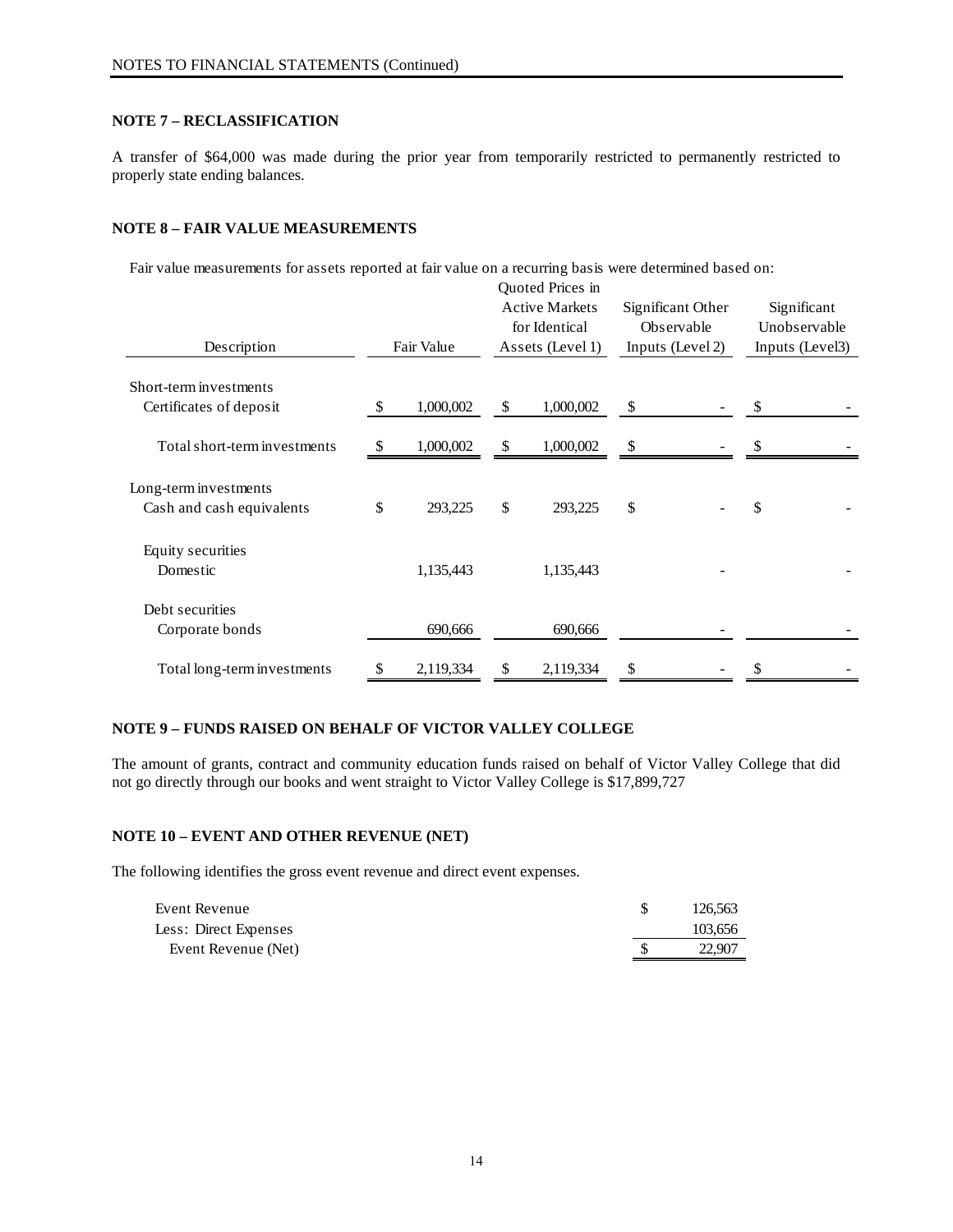## NOTE 7 – RECLASSIFICATION

A transfer of $64,000 was made during the prior year from temporarily restricted to permanently restricted to properly state ending balances.

## NOTE 8 – FAIR VALUE MEASUREMENTS

Fair value measurements for assets reported at fair value on a recurring basis were determined based on:

| Description | Fair Value | Quoted Prices in Active Markets for Identical Assets (Level 1) | Significant Other Observable Inputs (Level 2) | Significant Unobservable Inputs (Level3) |
|---|---|---|---|---|
| Short-term investments | | | | |
| Certificates of deposit | $ 1,000,002 | $ 1,000,002 | $ - | $ - |
| Total short-term investments | $ 1,000,002 | $ 1,000,002 | $ - | $ - |
| Long-term investments | | | | |
| Cash and cash equivalents | $ 293,225 | $ 293,225 | $ - | $ - |
| Equity securities | | | | |
| Domestic | 1,135,443 | 1,135,443 | - | - |
| Debt securities | | | | |
| Corporate bonds | 690,666 | 690,666 | - | - |
| Total long-term investments | $ 2,119,334 | $ 2,119,334 | $ - | $ - |

## NOTE 9 – FUNDS RAISED ON BEHALF OF VICTOR VALLEY COLLEGE

The amount of grants, contract and community education funds raised on behalf of Victor Valley College that did not go directly through our books and went straight to Victor Valley College is $17,899,727

## NOTE 10 – EVENT AND OTHER REVENUE (NET)

The following identifies the gross event revenue and direct event expenses.

| | |
|---|---|
| Event Revenue | $ 126,563 |
| Less: Direct Expenses | 103,656 |
| Event Revenue (Net) | $ 22,907 |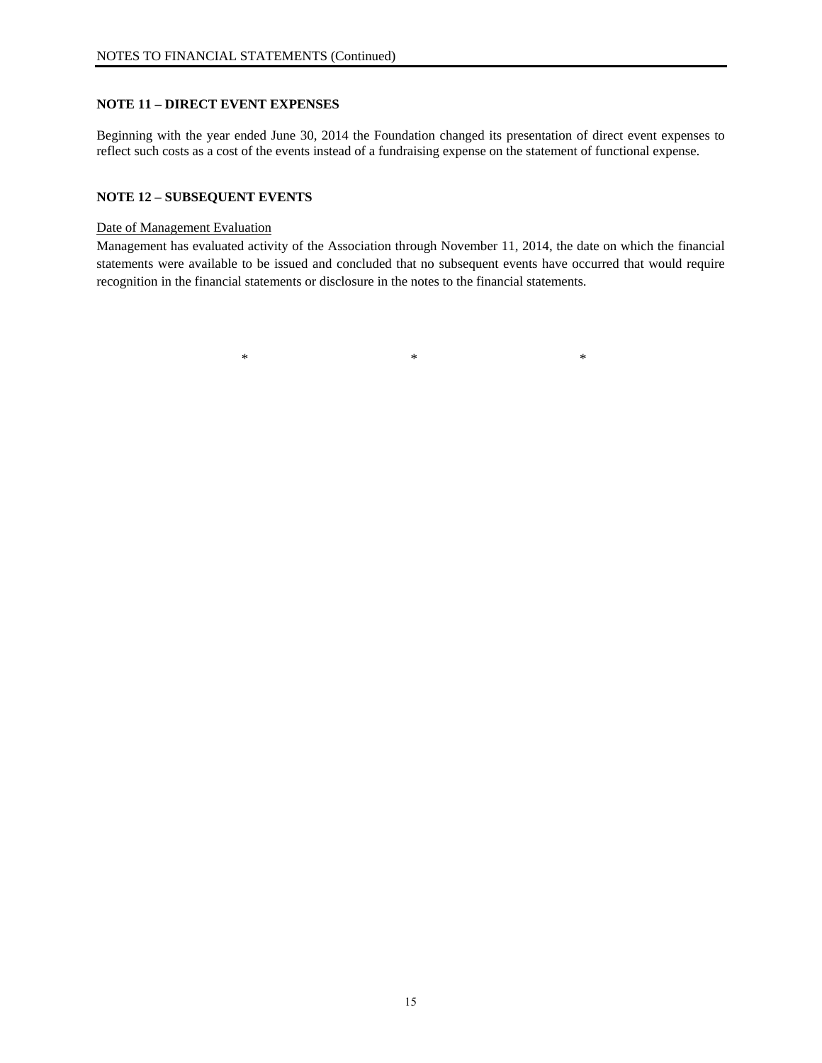## NOTE 11 – DIRECT EVENT EXPENSES

Beginning with the year ended June 30, 2014 the Foundation changed its presentation of direct event expenses to reflect such costs as a cost of the events instead of a fundraising expense on the statement of functional expense.

## NOTE 12 – SUBSEQUENT EVENTS

Date of Management Evaluation

Management has evaluated activity of the Association through November 11, 2014, the date on which the financial statements were available to be issued and concluded that no subsequent events have occurred that would require recognition in the financial statements or disclosure in the notes to the financial statements.

\*　　　\*　　　\*